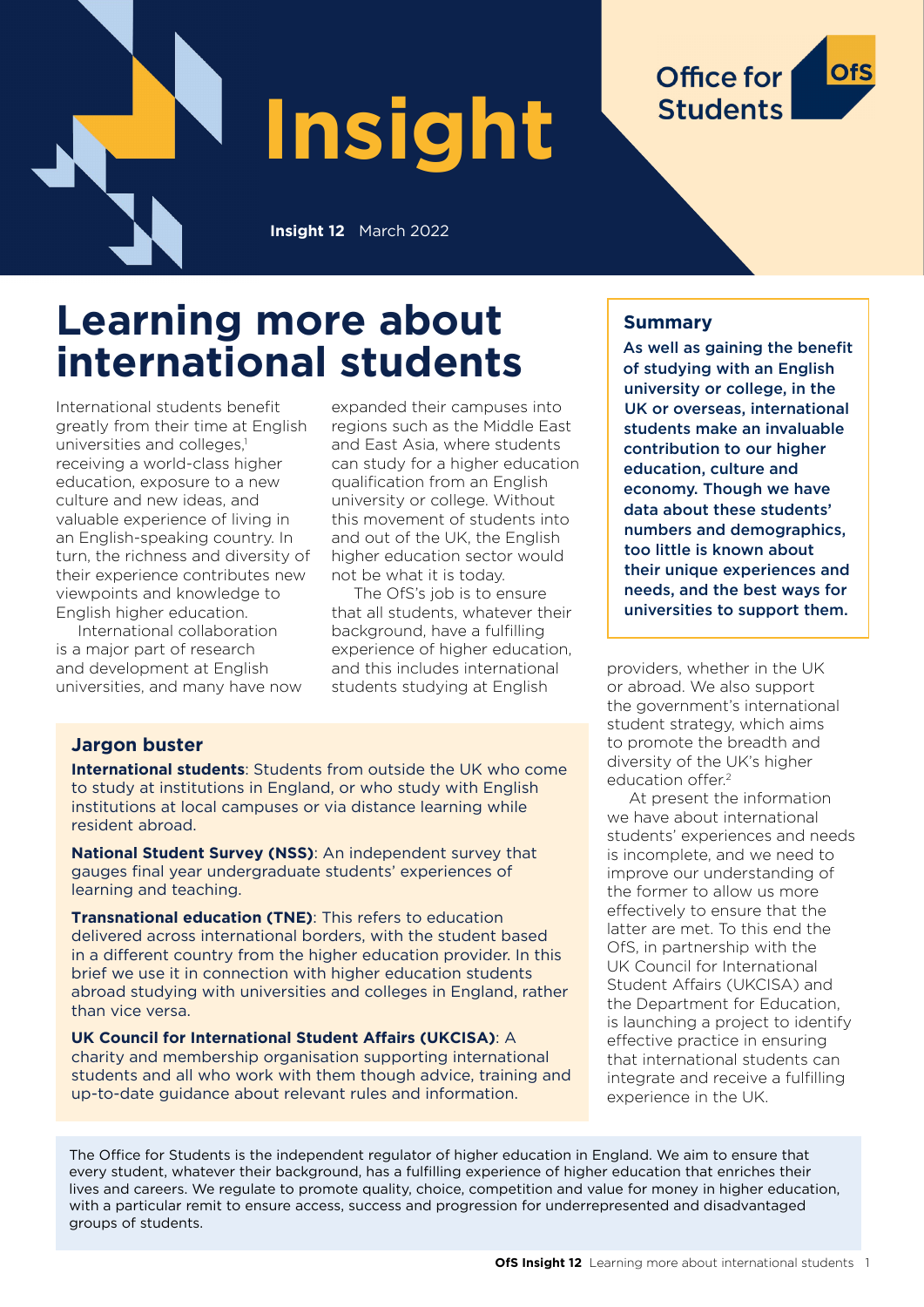# Insight

**Insight 12** March 2022

# Learning more about international students

International students benefit greatly from their time at English universities and colleges,[1] receiving a world-class higher education, exposure to a new culture and new ideas, and valuable experience of living in an English-speaking country. In turn, the richness and diversity of their experience contributes new viewpoints and knowledge to English higher education.

International collaboration is a major part of research and development at English universities, and many have now expanded their campuses into regions such as the Middle East and East Asia, where students can study for a higher education qualification from an English university or college. Without this movement of students into and out of the UK, the English higher education sector would not be what it is today.

The OfS's job is to ensure that all students, whatever their background, have a fulfilling experience of higher education, and this includes international students studying at English providers, whether in the UK or abroad. We also support the government's international student strategy, which aims to promote the breadth and diversity of the UK's higher education offer.[2]

At present the information we have about international students' experiences and needs is incomplete, and we need to improve our understanding of the former to allow us more effectively to ensure that the latter are met. To this end the OfS, in partnership with the UK Council for International Student Affairs (UKCISA) and the Department for Education, is launching a project to identify effective practice in ensuring that international students can integrate and receive a fulfilling experience in the UK.

## Summary

**As well as gaining the benefit of studying with an English university or college, in the UK or overseas, international students make an invaluable contribution to our higher education, culture and economy. Though we have data about these students' numbers and demographics, too little is known about their unique experiences and needs, and the best ways for universities to support them.**

## Jargon buster

**International students**: Students from outside the UK who come to study at institutions in England, or who study with English institutions at local campuses or via distance learning while resident abroad.

**National Student Survey (NSS)**: An independent survey that gauges final year undergraduate students' experiences of learning and teaching.

**Transnational education (TNE)**: This refers to education delivered across international borders, with the student based in a different country from the higher education provider. In this brief we use it in connection with higher education students abroad studying with universities and colleges in England, rather than vice versa.

**UK Council for International Student Affairs (UKCISA)**: A charity and membership organisation supporting international students and all who work with them though advice, training and up-to-date guidance about relevant rules and information.

The Office for Students is the independent regulator of higher education in England. We aim to ensure that every student, whatever their background, has a fulfilling experience of higher education that enriches their lives and careers. We regulate to promote quality, choice, competition and value for money in higher education, with a particular remit to ensure access, success and progression for underrepresented and disadvantaged groups of students.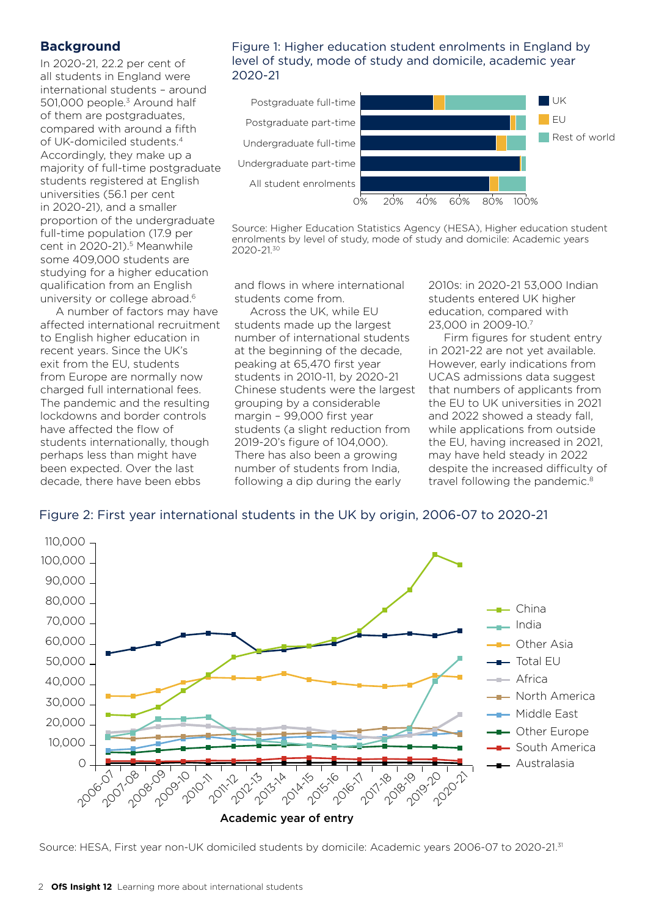## Background

In 2020-21, 22.2 per cent of all students in England were international students – around 501,000 people.[3] Around half of them are postgraduates, compared with around a fifth of UK-domiciled students.[4] Accordingly, they make up a majority of full-time postgraduate students registered at English universities (56.1 per cent in 2020-21), and a smaller proportion of the undergraduate full-time population (17.9 per cent in 2020-21).[5] Meanwhile some 409,000 students are studying for a higher education qualification from an English university or college abroad.[6]

A number of factors may have affected international recruitment to English higher education in recent years. Since the UK's exit from the EU, students from Europe are normally now charged full international fees. The pandemic and the resulting lockdowns and border controls have affected the flow of students internationally, though perhaps less than might have been expected. Over the last decade, there have been ebbs and flows in where international students come from.

Across the UK, while EU students made up the largest number of international students at the beginning of the decade, peaking at 65,470 first year students in 2010-11, by 2020-21 Chinese students were the largest grouping by a considerable margin – 99,000 first year students (a slight reduction from 2019-20's figure of 104,000). There has also been a growing number of students from India, following a dip during the early 2010s: in 2020-21 53,000 Indian students entered UK higher education, compared with 23,000 in 2009-10.[7]

Firm figures for student entry in 2021-22 are not yet available. However, early indications from UCAS admissions data suggest that numbers of applicants from the EU to UK universities in 2021 and 2022 showed a steady fall, while applications from outside the EU, having increased in 2021, may have held steady in 2022 despite the increased difficulty of travel following the pandemic.[8]

Figure 1: Higher education student enrolments in England by level of study, mode of study and domicile, academic year 2020-21

Source: Higher Education Statistics Agency (HESA), Higher education student enrolments by level of study, mode of study and domicile: Academic years 2020-21.[30]

Figure 2: First year international students in the UK by origin, 2006-07 to 2020-21

Source: HESA, First year non-UK domiciled students by domicile: Academic years 2006-07 to 2020-21.[31]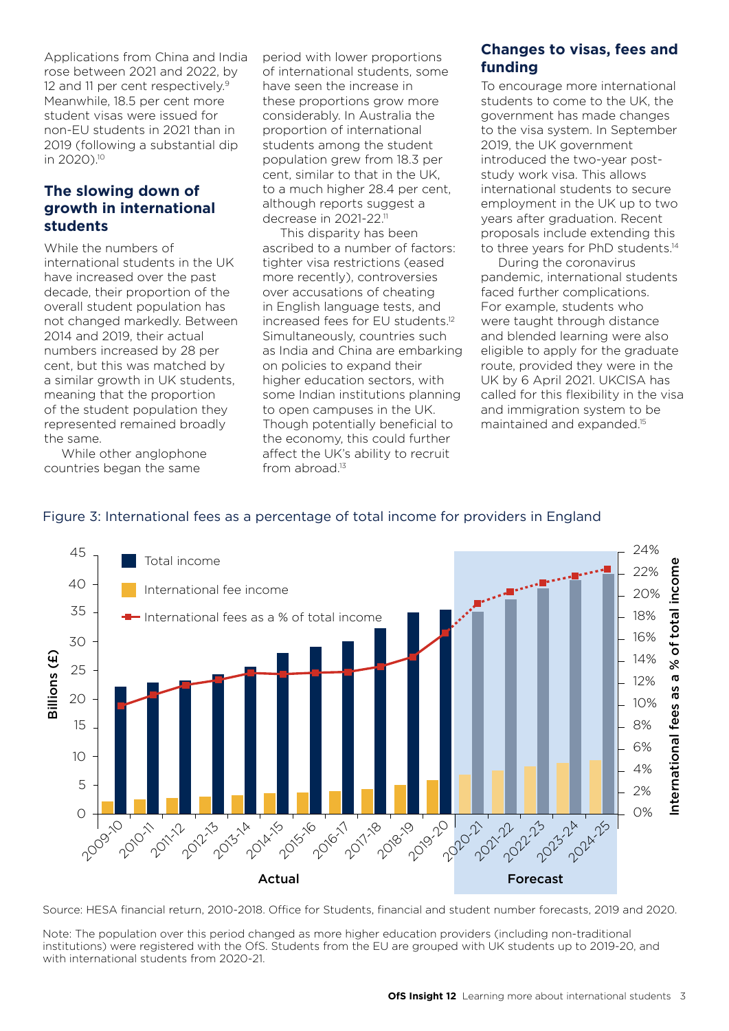Applications from China and India rose between 2021 and 2022, by 12 and 11 per cent respectively.[9] Meanwhile, 18.5 per cent more student visas were issued for non-EU students in 2021 than in 2019 (following a substantial dip in 2020).[10]

## The slowing down of growth in international students

While the numbers of international students in the UK have increased over the past decade, their proportion of the overall student population has not changed markedly. Between 2014 and 2019, their actual numbers increased by 28 per cent, but this was matched by a similar growth in UK students, meaning that the proportion of the student population they represented remained broadly the same.

While other anglophone countries began the same period with lower proportions of international students, some have seen the increase in these proportions grow more considerably. In Australia the proportion of international students among the student population grew from 18.3 per cent, similar to that in the UK, to a much higher 28.4 per cent, although reports suggest a decrease in 2021-22.[11]

This disparity has been ascribed to a number of factors: tighter visa restrictions (eased more recently), controversies over accusations of cheating in English language tests, and increased fees for EU students.[12] Simultaneously, countries such as India and China are embarking on policies to expand their higher education sectors, with some Indian institutions planning to open campuses in the UK. Though potentially beneficial to the economy, this could further affect the UK's ability to recruit from abroad.[13]

## Changes to visas, fees and funding

To encourage more international students to come to the UK, the government has made changes to the visa system. In September 2019, the UK government introduced the two-year post-study work visa. This allows international students to secure employment in the UK up to two years after graduation. Recent proposals include extending this to three years for PhD students.[14]

During the coronavirus pandemic, international students faced further complications. For example, students who were taught through distance and blended learning were also eligible to apply for the graduate route, provided they were in the UK by 6 April 2021. UKCISA has called for this flexibility in the visa and immigration system to be maintained and expanded.[15]

Figure 3: International fees as a percentage of total income for providers in England

Source: HESA financial return, 2010-2018. Office for Students, financial and student number forecasts, 2019 and 2020.

Note: The population over this period changed as more higher education providers (including non-traditional institutions) were registered with the OfS. Students from the EU are grouped with UK students up to 2019-20, and with international students from 2020-21.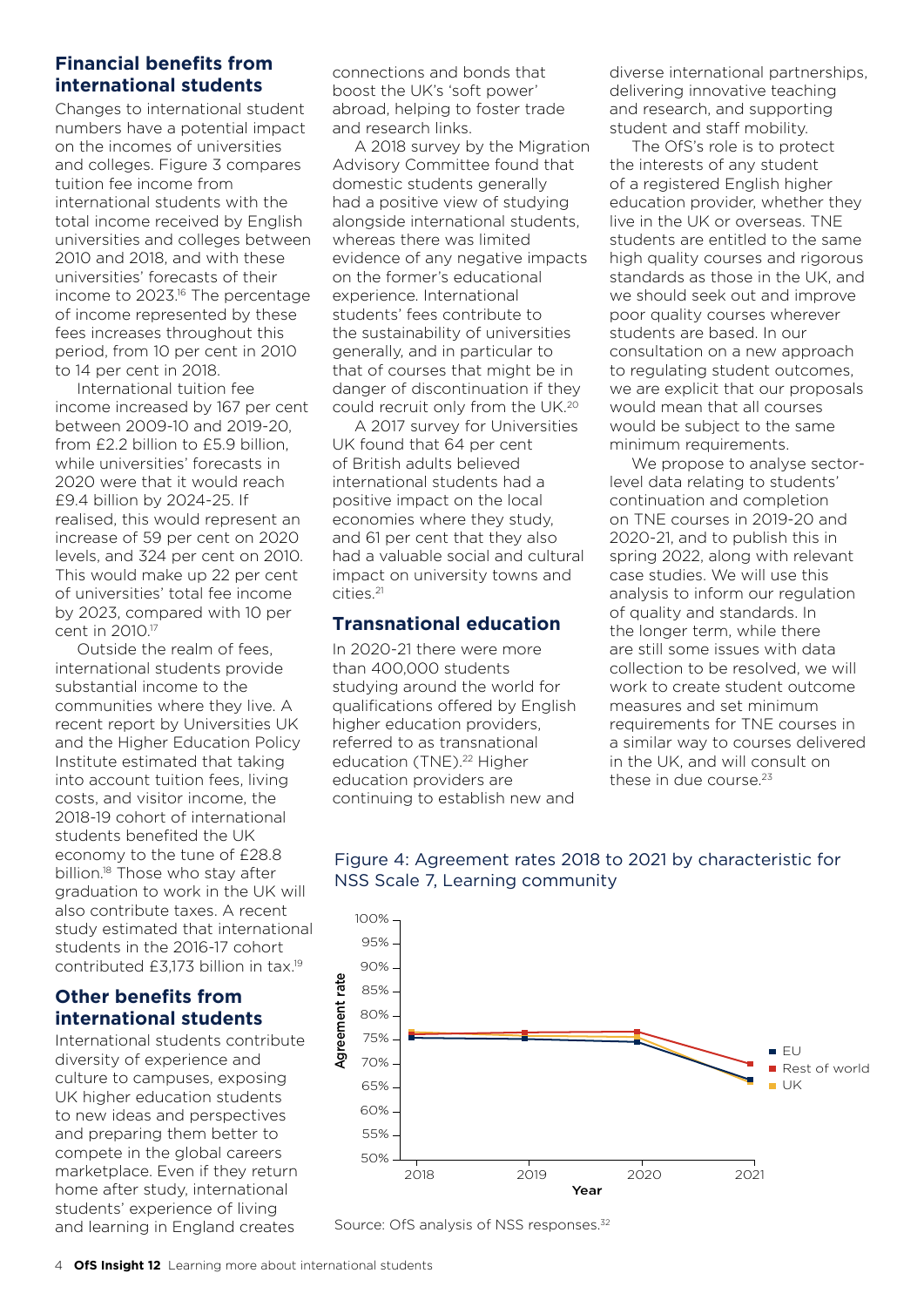## Financial benefits from international students

Changes to international student numbers have a potential impact on the incomes of universities and colleges. Figure 3 compares tuition fee income from international students with the total income received by English universities and colleges between 2010 and 2018, and with these universities' forecasts of their income to 2023.[16] The percentage of income represented by these fees increases throughout this period, from 10 per cent in 2010 to 14 per cent in 2018.

International tuition fee income increased by 167 per cent between 2009-10 and 2019-20, from £2.2 billion to £5.9 billion, while universities' forecasts in 2020 were that it would reach £9.4 billion by 2024-25. If realised, this would represent an increase of 59 per cent on 2020 levels, and 324 per cent on 2010. This would make up 22 per cent of universities' total fee income by 2023, compared with 10 per cent in 2010.[17]

Outside the realm of fees, international students provide substantial income to the communities where they live. A recent report by Universities UK and the Higher Education Policy Institute estimated that taking into account tuition fees, living costs, and visitor income, the 2018-19 cohort of international students benefited the UK economy to the tune of £28.8 billion.[18] Those who stay after graduation to work in the UK will also contribute taxes. A recent study estimated that international students in the 2016-17 cohort contributed £3,173 billion in tax.[19]

## Other benefits from international students

International students contribute diversity of experience and culture to campuses, exposing UK higher education students to new ideas and perspectives and preparing them better to compete in the global careers marketplace. Even if they return home after study, international students' experience of living and learning in England creates connections and bonds that boost the UK's 'soft power' abroad, helping to foster trade and research links.

A 2018 survey by the Migration Advisory Committee found that domestic students generally had a positive view of studying alongside international students, whereas there was limited evidence of any negative impacts on the former's educational experience. International students' fees contribute to the sustainability of universities generally, and in particular to that of courses that might be in danger of discontinuation if they could recruit only from the UK.[20]

A 2017 survey for Universities UK found that 64 per cent of British adults believed international students had a positive impact on the local economies where they study, and 61 per cent that they also had a valuable social and cultural impact on university towns and cities.[21]

## Transnational education

In 2020-21 there were more than 400,000 students studying around the world for qualifications offered by English higher education providers, referred to as transnational education (TNE).[22] Higher education providers are continuing to establish new and diverse international partnerships, delivering innovative teaching and research, and supporting student and staff mobility.

The OfS's role is to protect the interests of any student of a registered English higher education provider, whether they live in the UK or overseas. TNE students are entitled to the same high quality courses and rigorous standards as those in the UK, and we should seek out and improve poor quality courses wherever students are based. In our consultation on a new approach to regulating student outcomes, we are explicit that our proposals would mean that all courses would be subject to the same minimum requirements.

We propose to analyse sector-level data relating to students' continuation and completion on TNE courses in 2019-20 and 2020-21, and to publish this in spring 2022, along with relevant case studies. We will use this analysis to inform our regulation of quality and standards. In the longer term, while there are still some issues with data collection to be resolved, we will work to create student outcome measures and set minimum requirements for TNE courses in a similar way to courses delivered in the UK, and will consult on these in due course.[23]

Figure 4: Agreement rates 2018 to 2021 by characteristic for NSS Scale 7, Learning community

Source: OfS analysis of NSS responses.[32]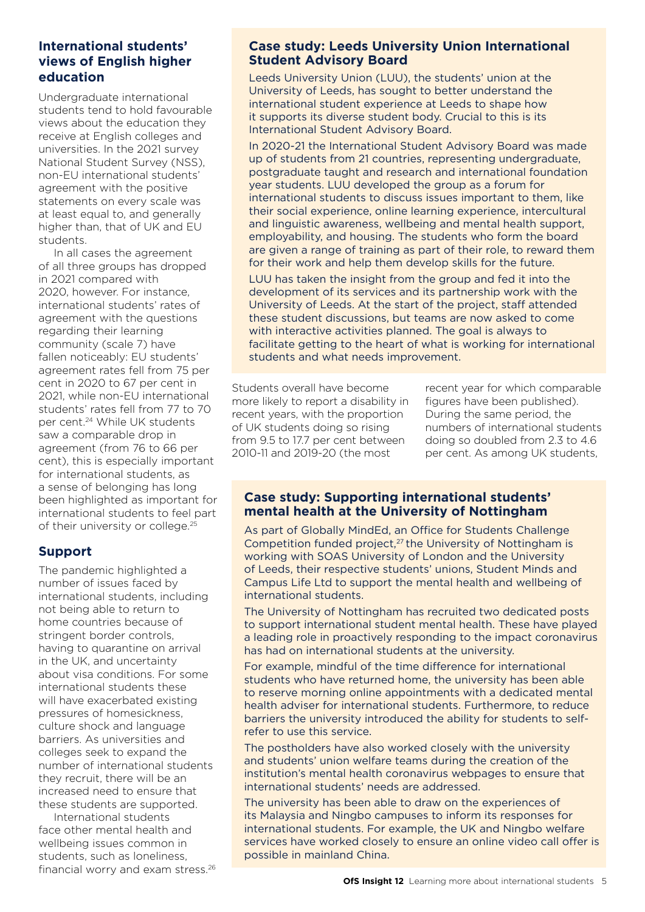## International students' views of English higher education

Undergraduate international students tend to hold favourable views about the education they receive at English colleges and universities. In the 2021 survey National Student Survey (NSS), non-EU international students' agreement with the positive statements on every scale was at least equal to, and generally higher than, that of UK and EU students.

In all cases the agreement of all three groups has dropped in 2021 compared with 2020, however. For instance, international students' rates of agreement with the questions regarding their learning community (scale 7) have fallen noticeably: EU students' agreement rates fell from 75 per cent in 2020 to 67 per cent in 2021, while non-EU international students' rates fell from 77 to 70 per cent.[24] While UK students saw a comparable drop in agreement (from 76 to 66 per cent), this is especially important for international students, as a sense of belonging has long been highlighted as important for international students to feel part of their university or college.[25]

## Support

The pandemic highlighted a number of issues faced by international students, including not being able to return to home countries because of stringent border controls, having to quarantine on arrival in the UK, and uncertainty about visa conditions. For some international students these will have exacerbated existing pressures of homesickness, culture shock and language barriers. As universities and colleges seek to expand the number of international students they recruit, there will be an increased need to ensure that these students are supported.

International students face other mental health and wellbeing issues common in students, such as loneliness, financial worry and exam stress.[26]

### Case study: Leeds University Union International Student Advisory Board

Leeds University Union (LUU), the students' union at the University of Leeds, has sought to better understand the international student experience at Leeds to shape how it supports its diverse student body. Crucial to this is its International Student Advisory Board.

In 2020-21 the International Student Advisory Board was made up of students from 21 countries, representing undergraduate, postgraduate taught and research and international foundation year students. LUU developed the group as a forum for international students to discuss issues important to them, like their social experience, online learning experience, intercultural and linguistic awareness, wellbeing and mental health support, employability, and housing. The students who form the board are given a range of training as part of their role, to reward them for their work and help them develop skills for the future.

LUU has taken the insight from the group and fed it into the development of its services and its partnership work with the University of Leeds. At the start of the project, staff attended these student discussions, but teams are now asked to come with interactive activities planned. The goal is always to facilitate getting to the heart of what is working for international students and what needs improvement.

Students overall have become more likely to report a disability in recent years, with the proportion of UK students doing so rising from 9.5 to 17.7 per cent between 2010-11 and 2019-20 (the most recent year for which comparable figures have been published). During the same period, the numbers of international students doing so doubled from 2.3 to 4.6 per cent. As among UK students,

### Case study: Supporting international students' mental health at the University of Nottingham

As part of Globally MindEd, an Office for Students Challenge Competition funded project,[27] the University of Nottingham is working with SOAS University of London and the University of Leeds, their respective students' unions, Student Minds and Campus Life Ltd to support the mental health and wellbeing of international students.

The University of Nottingham has recruited two dedicated posts to support international student mental health. These have played a leading role in proactively responding to the impact coronavirus has had on international students at the university.

For example, mindful of the time difference for international students who have returned home, the university has been able to reserve morning online appointments with a dedicated mental health adviser for international students. Furthermore, to reduce barriers the university introduced the ability for students to self-refer to use this service.

The postholders have also worked closely with the university and students' union welfare teams during the creation of the institution's mental health coronavirus webpages to ensure that international students' needs are addressed.

The university has been able to draw on the experiences of its Malaysia and Ningbo campuses to inform its responses for international students. For example, the UK and Ningbo welfare services have worked closely to ensure an online video call offer is possible in mainland China.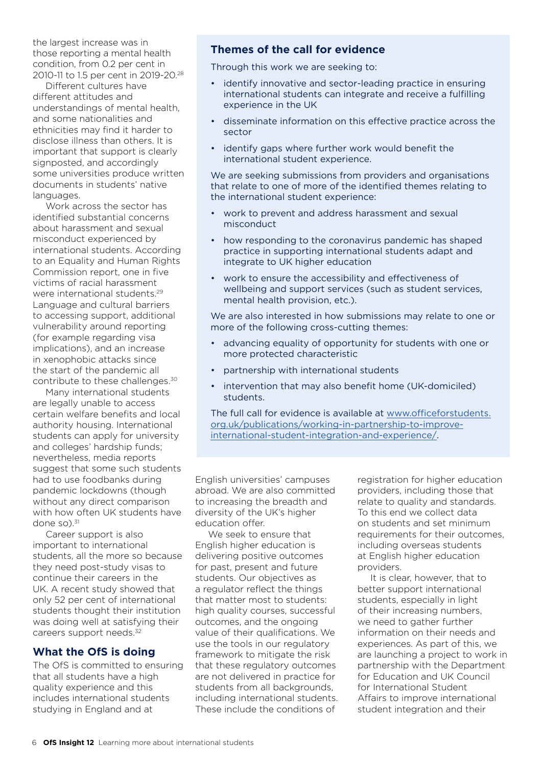the largest increase was in those reporting a mental health condition, from 0.2 per cent in 2010-11 to 1.5 per cent in 2019-20.[28]

Different cultures have different attitudes and understandings of mental health, and some nationalities and ethnicities may find it harder to disclose illness than others. It is important that support is clearly signposted, and accordingly some universities produce written documents in students' native languages.

Work across the sector has identified substantial concerns about harassment and sexual misconduct experienced by international students. According to an Equality and Human Rights Commission report, one in five victims of racial harassment were international students.[29] Language and cultural barriers to accessing support, additional vulnerability around reporting (for example regarding visa implications), and an increase in xenophobic attacks since the start of the pandemic all contribute to these challenges.[30]

Many international students are legally unable to access certain welfare benefits and local authority housing. International students can apply for university and colleges' hardship funds; nevertheless, media reports suggest that some such students had to use foodbanks during pandemic lockdowns (though without any direct comparison with how often UK students have done so).[31]

Career support is also important to international students, all the more so because they need post-study visas to continue their careers in the UK. A recent study showed that only 52 per cent of international students thought their institution was doing well at satisfying their careers support needs.[32]

## Themes of the call for evidence

Through this work we are seeking to:

- identify innovative and sector-leading practice in ensuring international students can integrate and receive a fulfilling experience in the UK
- disseminate information on this effective practice across the sector
- identify gaps where further work would benefit the international student experience.

We are seeking submissions from providers and organisations that relate to one of more of the identified themes relating to the international student experience:

- work to prevent and address harassment and sexual misconduct
- how responding to the coronavirus pandemic has shaped practice in supporting international students adapt and integrate to UK higher education
- work to ensure the accessibility and effectiveness of wellbeing and support services (such as student services, mental health provision, etc.).

We are also interested in how submissions may relate to one or more of the following cross-cutting themes:

- advancing equality of opportunity for students with one or more protected characteristic
- partnership with international students
- intervention that may also benefit home (UK-domiciled) students.

The full call for evidence is available at [www.officeforstudents.org.uk/publications/working-in-partnership-to-improve-international-student-integration-and-experience/](www.officeforstudents.org.uk/publications/working-in-partnership-to-improve-international-student-integration-and-experience/).

## What the OfS is doing

The OfS is committed to ensuring that all students have a high quality experience and this includes international students studying in England and at English universities' campuses abroad. We are also committed to increasing the breadth and diversity of the UK's higher education offer.

We seek to ensure that English higher education is delivering positive outcomes for past, present and future students. Our objectives as a regulator reflect the things that matter most to students: high quality courses, successful outcomes, and the ongoing value of their qualifications. We use the tools in our regulatory framework to mitigate the risk that these regulatory outcomes are not delivered in practice for students from all backgrounds, including international students. These include the conditions of registration for higher education providers, including those that relate to quality and standards. To this end we collect data on students and set minimum requirements for their outcomes, including overseas students at English higher education providers.

It is clear, however, that to better support international students, especially in light of their increasing numbers, we need to gather further information on their needs and experiences. As part of this, we are launching a project to work in partnership with the Department for Education and UK Council for International Student Affairs to improve international student integration and their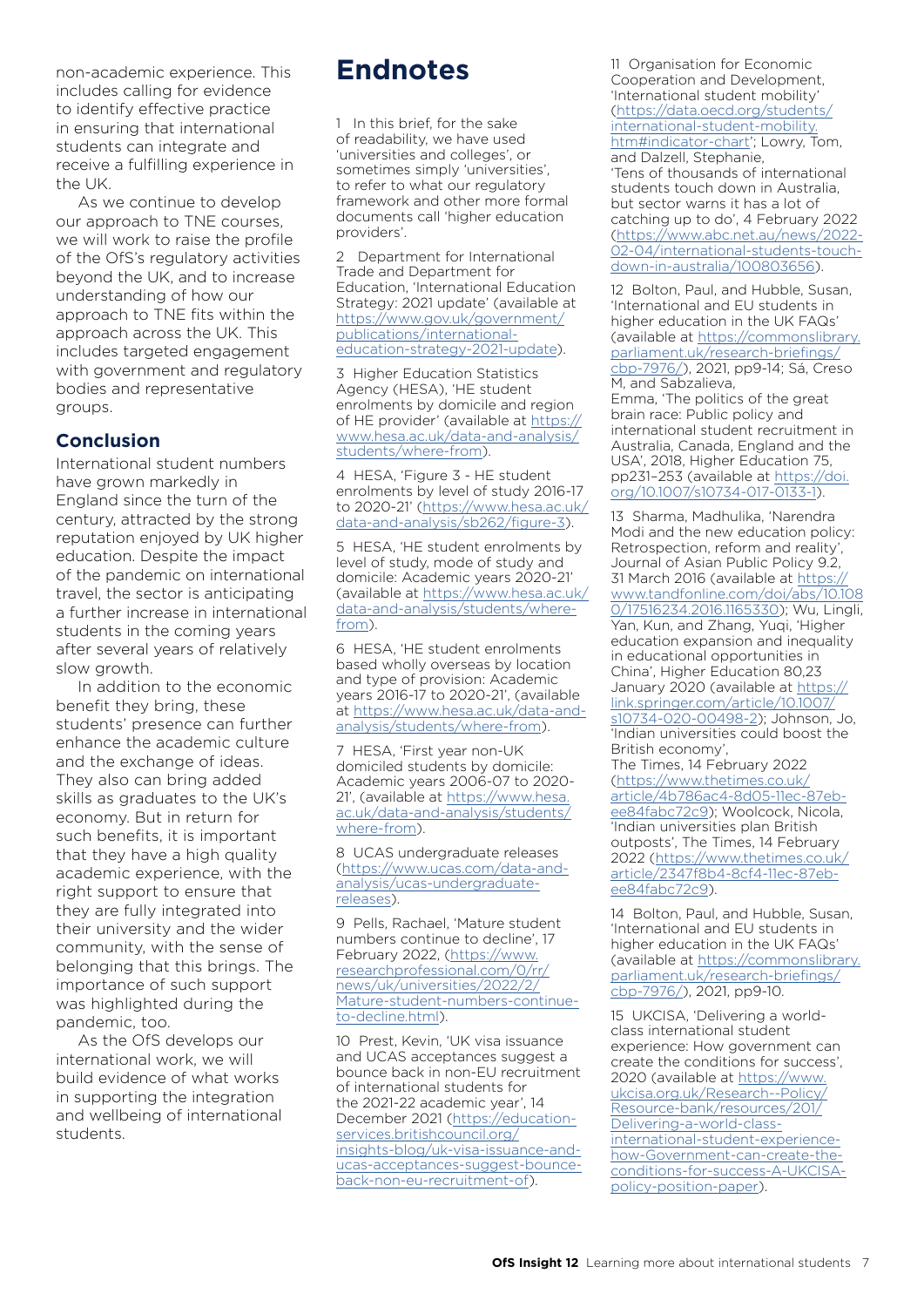non-academic experience. This includes calling for evidence to identify effective practice in ensuring that international students can integrate and receive a fulfilling experience in the UK.

As we continue to develop our approach to TNE courses, we will work to raise the profile of the OfS's regulatory activities beyond the UK, and to increase understanding of how our approach to TNE fits within the approach across the UK. This includes targeted engagement with government and regulatory bodies and representative groups.

## Conclusion

International student numbers have grown markedly in England since the turn of the century, attracted by the strong reputation enjoyed by UK higher education. Despite the impact of the pandemic on international travel, the sector is anticipating a further increase in international students in the coming years after several years of relatively slow growth.

In addition to the economic benefit they bring, these students' presence can further enhance the academic culture and the exchange of ideas. They also can bring added skills as graduates to the UK's economy. But in return for such benefits, it is important that they have a high quality academic experience, with the right support to ensure that they are fully integrated into their university and the wider community, with the sense of belonging that this brings. The importance of such support was highlighted during the pandemic, too.

As the OfS develops our international work, we will build evidence of what works in supporting the integration and wellbeing of international students.

# Endnotes

1 In this brief, for the sake of readability, we have used 'universities and colleges', or sometimes simply 'universities', to refer to what our regulatory framework and other more formal documents call 'higher education providers'.

2 Department for International Trade and Department for Education, 'International Education Strategy: 2021 update' (available at https://www.gov.uk/government/publications/international-education-strategy-2021-update).

3 Higher Education Statistics Agency (HESA), 'HE student enrolments by domicile and region of HE provider' (available at https://www.hesa.ac.uk/data-and-analysis/students/where-from).

4 HESA, 'Figure 3 - HE student enrolments by level of study 2016-17 to 2020-21' (https://www.hesa.ac.uk/data-and-analysis/sb262/figure-3).

5 HESA, 'HE student enrolments by level of study, mode of study and domicile: Academic years 2020-21' (available at https://www.hesa.ac.uk/data-and-analysis/students/where-from).

6 HESA, 'HE student enrolments based wholly overseas by location and type of provision: Academic years 2016-17 to 2020-21', (available at https://www.hesa.ac.uk/data-and-analysis/students/where-from).

7 HESA, 'First year non-UK domiciled students by domicile: Academic years 2006-07 to 2020-21', (available at https://www.hesa.ac.uk/data-and-analysis/students/where-from).

8 UCAS undergraduate releases (https://www.ucas.com/data-and-analysis/ucas-undergraduate-releases).

9 Pells, Rachael, 'Mature student numbers continue to decline', 17 February 2022, (https://www.researchprofessional.com/0/rr/news/uk/universities/2022/2/Mature-student-numbers-continue-to-decline.html).

10 Prest, Kevin, 'UK visa issuance and UCAS acceptances suggest a bounce back in non-EU recruitment of international students for the 2021-22 academic year', 14 December 2021 (https://education-services.britishcouncil.org/insights-blog/uk-visa-issuance-and-ucas-acceptances-suggest-bounce-back-non-eu-recruitment-of).

11 Organisation for Economic Cooperation and Development, 'International student mobility' (https://data.oecd.org/students/international-student-mobility.htm#indicator-chart'; Lowry, Tom, and Dalzell, Stephanie, 'Tens of thousands of international students touch down in Australia, but sector warns it has a lot of catching up to do', 4 February 2022 (https://www.abc.net.au/news/2022-02-04/international-students-touch-down-in-australia/100803656).

12 Bolton, Paul, and Hubble, Susan, 'International and EU students in higher education in the UK FAQs' (available at https://commonslibrary.parliament.uk/research-briefings/cbp-7976/), 2021, pp9-14; Sá, Creso M, and Sabzalieva, Emma, 'The politics of the great brain race: Public policy and international student recruitment in Australia, Canada, England and the USA', 2018, Higher Education 75, pp231–253 (available at https://doi.org/10.1007/s10734-017-0133-1).

13 Sharma, Madhulika, 'Narendra Modi and the new education policy: Retrospection, reform and reality', Journal of Asian Public Policy 9.2, 31 March 2016 (available at https://www.tandfonline.com/doi/abs/10.1080/17516234.2016.1165330); Wu, Lingli, Yan, Kun, and Zhang, Yuqi, 'Higher education expansion and inequality in educational opportunities in China', Higher Education 80,23 January 2020 (available at https://link.springer.com/article/10.1007/s10734-020-00498-2); Johnson, Jo, 'Indian universities could boost the British economy', The Times, 14 February 2022 (https://www.thetimes.co.uk/article/4b786ac4-8d05-11ec-87eb-ee84fabc72c9); Woolcock, Nicola, 'Indian universities plan British outposts', The Times, 14 February 2022 (https://www.thetimes.co.uk/article/2347f8b4-8cf4-11ec-87eb-ee84fabc72c9).

14 Bolton, Paul, and Hubble, Susan, 'International and EU students in higher education in the UK FAQs' (available at https://commonslibrary.parliament.uk/research-briefings/cbp-7976/), 2021, pp9-10.

15 UKCISA, 'Delivering a world-class international student experience: How government can create the conditions for success', 2020 (available at https://www.ukcisa.org.uk/Research--Policy/Resource-bank/resources/201/Delivering-a-world-class-international-student-experience-how-Government-can-create-the-conditions-for-success-A-UKCISA-policy-position-paper).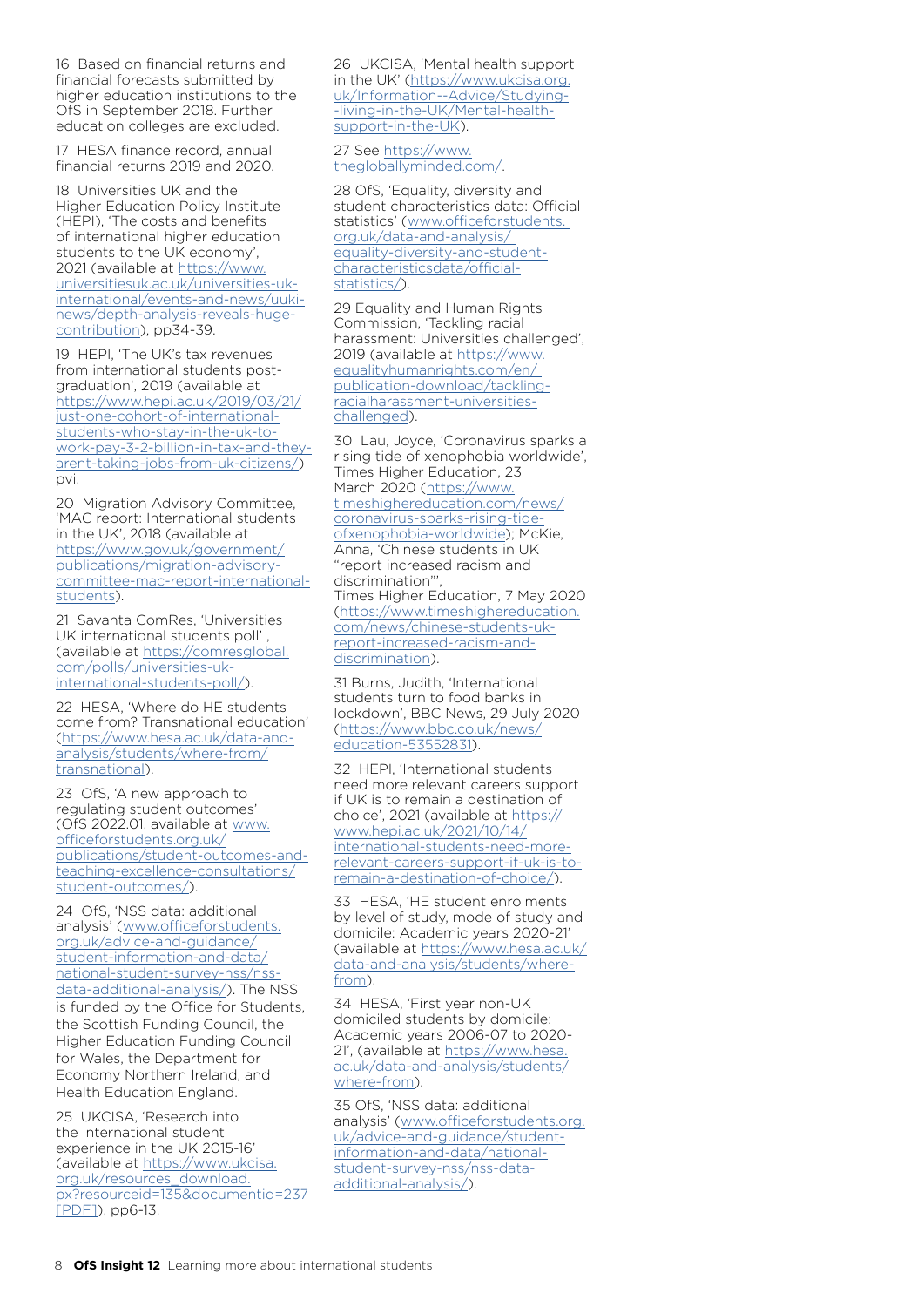16 Based on financial returns and financial forecasts submitted by higher education institutions to the OfS in September 2018. Further education colleges are excluded.

17 HESA finance record, annual financial returns 2019 and 2020.

18 Universities UK and the Higher Education Policy Institute (HEPI), 'The costs and benefits of international higher education students to the UK economy', 2021 (available at https://www.universitiesuk.ac.uk/universities-uk-international/events-and-news/uuki-news/depth-analysis-reveals-huge-contribution), pp34-39.

19 HEPI, 'The UK's tax revenues from international students post-graduation', 2019 (available at https://www.hepi.ac.uk/2019/03/21/just-one-cohort-of-international-students-who-stay-in-the-uk-to-work-pay-3-2-billion-in-tax-and-they-arent-taking-jobs-from-uk-citizens/) pvi.

20 Migration Advisory Committee, 'MAC report: International students in the UK', 2018 (available at https://www.gov.uk/government/publications/migration-advisory-committee-mac-report-international-students).

21 Savanta ComRes, 'Universities UK international students poll' , (available at https://comresglobal.com/polls/universities-uk-international-students-poll/).

22 HESA, 'Where do HE students come from? Transnational education' (https://www.hesa.ac.uk/data-and-analysis/students/where-from/transnational).

23 OfS, 'A new approach to regulating student outcomes' (OfS 2022.01, available at www.officeforstudents.org.uk/publications/student-outcomes-and-teaching-excellence-consultations/student-outcomes/).

24 OfS, 'NSS data: additional analysis' (www.officeforstudents.org.uk/advice-and-guidance/student-information-and-data/national-student-survey-nss/nss-data-additional-analysis/). The NSS is funded by the Office for Students, the Scottish Funding Council, the Higher Education Funding Council for Wales, the Department for Economy Northern Ireland, and Health Education England.

25 UKCISA, 'Research into the international student experience in the UK 2015-16' (available at https://www.ukcisa.org.uk/resources_download.px?resourceid=135&documentid=237 [PDF]), pp6-13.

26 UKCISA, 'Mental health support in the UK' (https://www.ukcisa.org.uk/Information--Advice/Studying--living-in-the-UK/Mental-health-support-in-the-UK).

27 See https://www.thegloballyminded.com/.

28 OfS, 'Equality, diversity and student characteristics data: Official statistics' (www.officeforstudents.org.uk/data-and-analysis/equality-diversity-and-student-characteristicsdata/official-statistics/).

29 Equality and Human Rights Commission, 'Tackling racial harassment: Universities challenged', 2019 (available at https://www.equalityhumanrights.com/en/publication-download/tackling-racialharassment-universities-challenged).

30 Lau, Joyce, 'Coronavirus sparks a rising tide of xenophobia worldwide', Times Higher Education, 23 March 2020 (https://www.timeshighereducation.com/news/coronavirus-sparks-rising-tide-ofxenophobia-worldwide); McKie, Anna, 'Chinese students in UK "report increased racism and discrimination"', Times Higher Education, 7 May 2020 (https://www.timeshighereducation.com/news/chinese-students-uk-report-increased-racism-and-discrimination).

31 Burns, Judith, 'International students turn to food banks in lockdown', BBC News, 29 July 2020 (https://www.bbc.co.uk/news/education-53552831).

32 HEPI, 'International students need more relevant careers support if UK is to remain a destination of choice', 2021 (available at https://www.hepi.ac.uk/2021/10/14/international-students-need-more-relevant-careers-support-if-uk-is-to-remain-a-destination-of-choice/).

33 HESA, 'HE student enrolments by level of study, mode of study and domicile: Academic years 2020-21' (available at https://www.hesa.ac.uk/data-and-analysis/students/where-from).

34 HESA, 'First year non-UK domiciled students by domicile: Academic years 2006-07 to 2020-21', (available at https://www.hesa.ac.uk/data-and-analysis/students/where-from).

35 OfS, 'NSS data: additional analysis' (www.officeforstudents.org.uk/advice-and-guidance/student-information-and-data/national-student-survey-nss/nss-data-additional-analysis/).